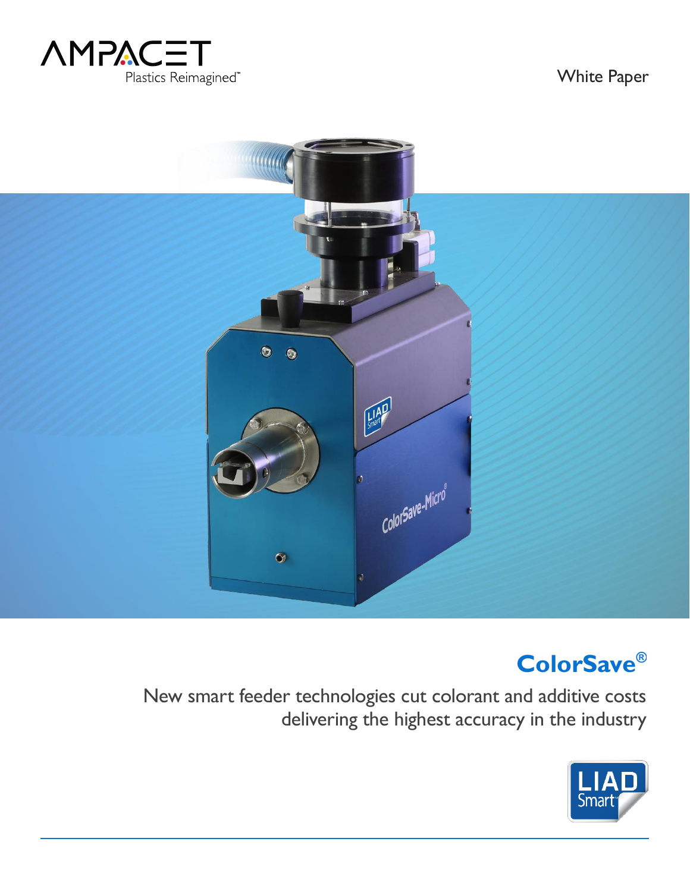AMPACET
Plastics Reimagined™

White Paper

# ColorSave®

New smart feeder technologies cut colorant and additive costs delivering the highest accuracy in the industry

LIAD Smart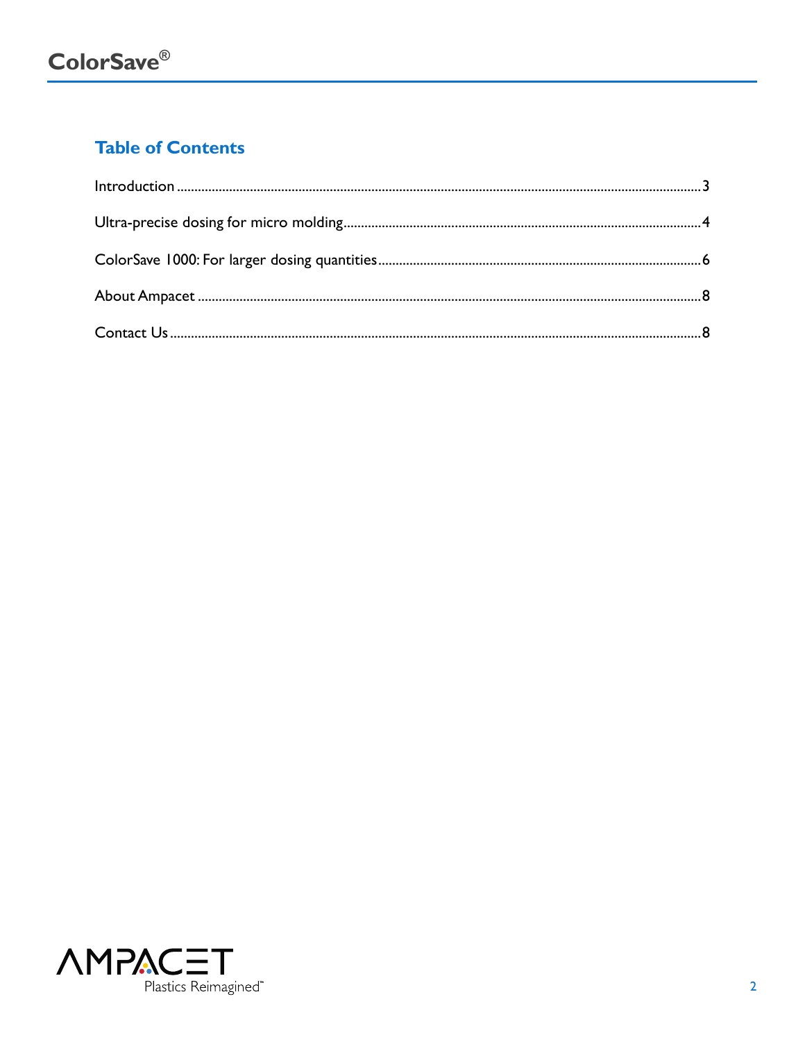## Table of Contents

Introduction ..... 3

Ultra-precise dosing for micro molding ..... 4

ColorSave 1000: For larger dosing quantities ..... 6

About Ampacet ..... 8

Contact Us ..... 8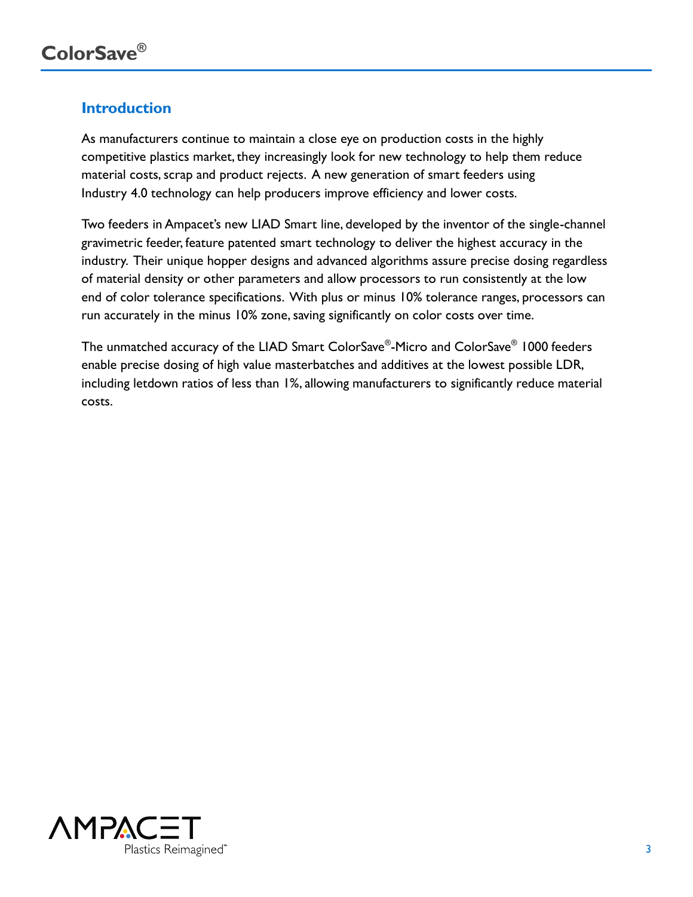## Introduction

As manufacturers continue to maintain a close eye on production costs in the highly competitive plastics market, they increasingly look for new technology to help them reduce material costs, scrap and product rejects. A new generation of smart feeders using Industry 4.0 technology can help producers improve efficiency and lower costs.

Two feeders in Ampacet's new LIAD Smart line, developed by the inventor of the single-channel gravimetric feeder, feature patented smart technology to deliver the highest accuracy in the industry. Their unique hopper designs and advanced algorithms assure precise dosing regardless of material density or other parameters and allow processors to run consistently at the low end of color tolerance specifications. With plus or minus 10% tolerance ranges, processors can run accurately in the minus 10% zone, saving significantly on color costs over time.

The unmatched accuracy of the LIAD Smart ColorSave®-Micro and ColorSave® 1000 feeders enable precise dosing of high value masterbatches and additives at the lowest possible LDR, including letdown ratios of less than 1%, allowing manufacturers to significantly reduce material costs.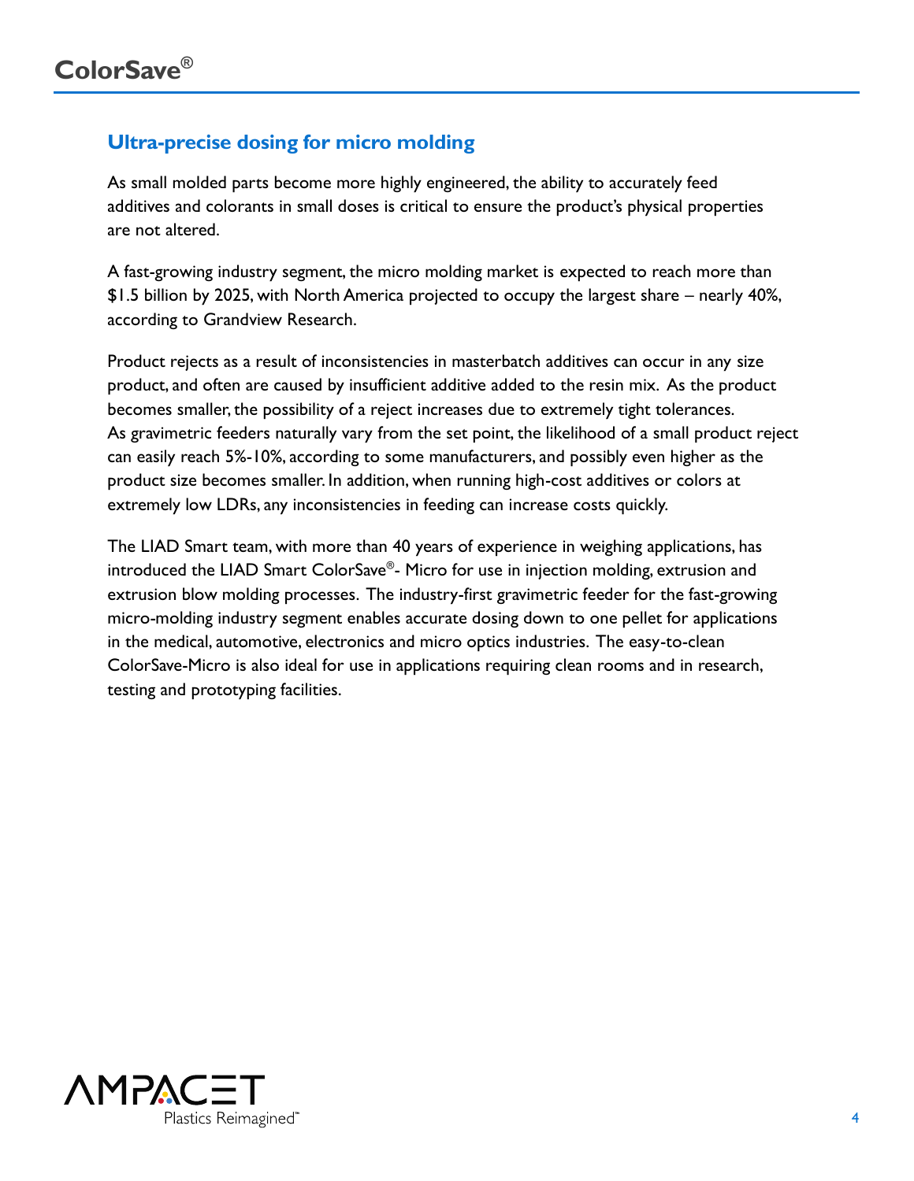## Ultra-precise dosing for micro molding

As small molded parts become more highly engineered, the ability to accurately feed additives and colorants in small doses is critical to ensure the product's physical properties are not altered.

A fast-growing industry segment, the micro molding market is expected to reach more than $1.5 billion by 2025, with North America projected to occupy the largest share – nearly 40%, according to Grandview Research.

Product rejects as a result of inconsistencies in masterbatch additives can occur in any size product, and often are caused by insufficient additive added to the resin mix. As the product becomes smaller, the possibility of a reject increases due to extremely tight tolerances. As gravimetric feeders naturally vary from the set point, the likelihood of a small product reject can easily reach 5%-10%, according to some manufacturers, and possibly even higher as the product size becomes smaller. In addition, when running high-cost additives or colors at extremely low LDRs, any inconsistencies in feeding can increase costs quickly.

The LIAD Smart team, with more than 40 years of experience in weighing applications, has introduced the LIAD Smart ColorSave®- Micro for use in injection molding, extrusion and extrusion blow molding processes. The industry-first gravimetric feeder for the fast-growing micro-molding industry segment enables accurate dosing down to one pellet for applications in the medical, automotive, electronics and micro optics industries. The easy-to-clean ColorSave-Micro is also ideal for use in applications requiring clean rooms and in research, testing and prototyping facilities.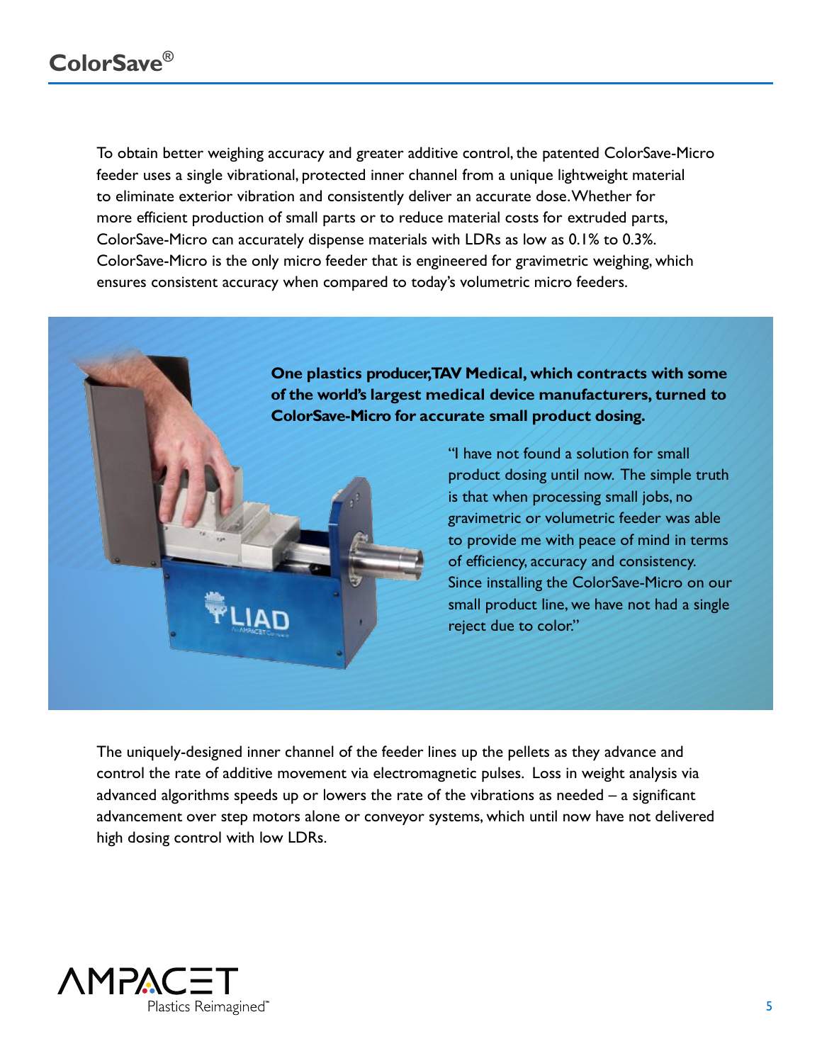# ColorSave®

To obtain better weighing accuracy and greater additive control, the patented ColorSave-Micro feeder uses a single vibrational, protected inner channel from a unique lightweight material to eliminate exterior vibration and consistently deliver an accurate dose. Whether for more efficient production of small parts or to reduce material costs for extruded parts, ColorSave-Micro can accurately dispense materials with LDRs as low as 0.1% to 0.3%. ColorSave-Micro is the only micro feeder that is engineered for gravimetric weighing, which ensures consistent accuracy when compared to today's volumetric micro feeders.

**One plastics producer, TAV Medical, which contracts with some of the world's largest medical device manufacturers, turned to ColorSave-Micro for accurate small product dosing.**

"I have not found a solution for small product dosing until now. The simple truth is that when processing small jobs, no gravimetric or volumetric feeder was able to provide me with peace of mind in terms of efficiency, accuracy and consistency. Since installing the ColorSave-Micro on our small product line, we have not had a single reject due to color."

The uniquely-designed inner channel of the feeder lines up the pellets as they advance and control the rate of additive movement via electromagnetic pulses. Loss in weight analysis via advanced algorithms speeds up or lowers the rate of the vibrations as needed – a significant advancement over step motors alone or conveyor systems, which until now have not delivered high dosing control with low LDRs.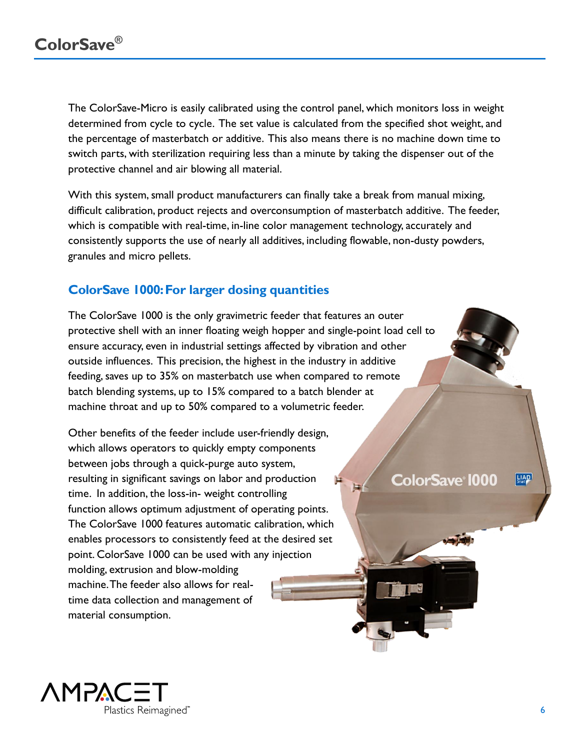The ColorSave-Micro is easily calibrated using the control panel, which monitors loss in weight determined from cycle to cycle. The set value is calculated from the specified shot weight, and the percentage of masterbatch or additive. This also means there is no machine down time to switch parts, with sterilization requiring less than a minute by taking the dispenser out of the protective channel and air blowing all material.

With this system, small product manufacturers can finally take a break from manual mixing, difficult calibration, product rejects and overconsumption of masterbatch additive. The feeder, which is compatible with real-time, in-line color management technology, accurately and consistently supports the use of nearly all additives, including flowable, non-dusty powders, granules and micro pellets.

## ColorSave 1000: For larger dosing quantities

The ColorSave 1000 is the only gravimetric feeder that features an outer protective shell with an inner floating weigh hopper and single-point load cell to ensure accuracy, even in industrial settings affected by vibration and other outside influences. This precision, the highest in the industry in additive feeding, saves up to 35% on masterbatch use when compared to remote batch blending systems, up to 15% compared to a batch blender at machine throat and up to 50% compared to a volumetric feeder.

Other benefits of the feeder include user-friendly design, which allows operators to quickly empty components between jobs through a quick-purge auto system, resulting in significant savings on labor and production time. In addition, the loss-in- weight controlling function allows optimum adjustment of operating points. The ColorSave 1000 features automatic calibration, which enables processors to consistently feed at the desired set point. ColorSave 1000 can be used with any injection molding, extrusion and blow-molding machine. The feeder also allows for real-time data collection and management of material consumption.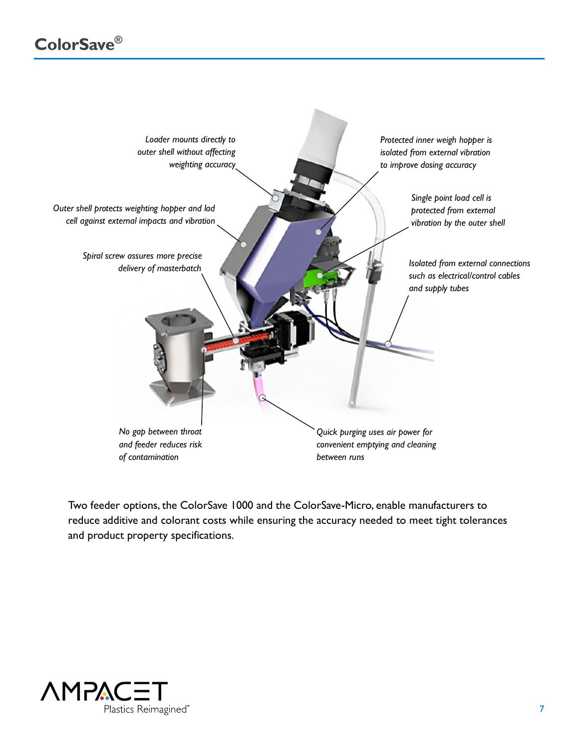## ColorSave®

*Loader mounts directly to outer shell without affecting weighting accuracy*

*Protected inner weigh hopper is isolated from external vibration to improve dosing accuracy*

*Outer shell protects weighting hopper and lad cell against external impacts and vibration*

*Single point load cell is protected from external vibration by the outer shell*

*Spiral screw assures more precise delivery of masterbatch*

*Isolated from external connections such as electrical/control cables and supply tubes*

*No gap between throat and feeder reduces risk of contamination*

*Quick purging uses air power for convenient emptying and cleaning between runs*

Two feeder options, the ColorSave 1000 and the ColorSave-Micro, enable manufacturers to reduce additive and colorant costs while ensuring the accuracy needed to meet tight tolerances and product property specifications.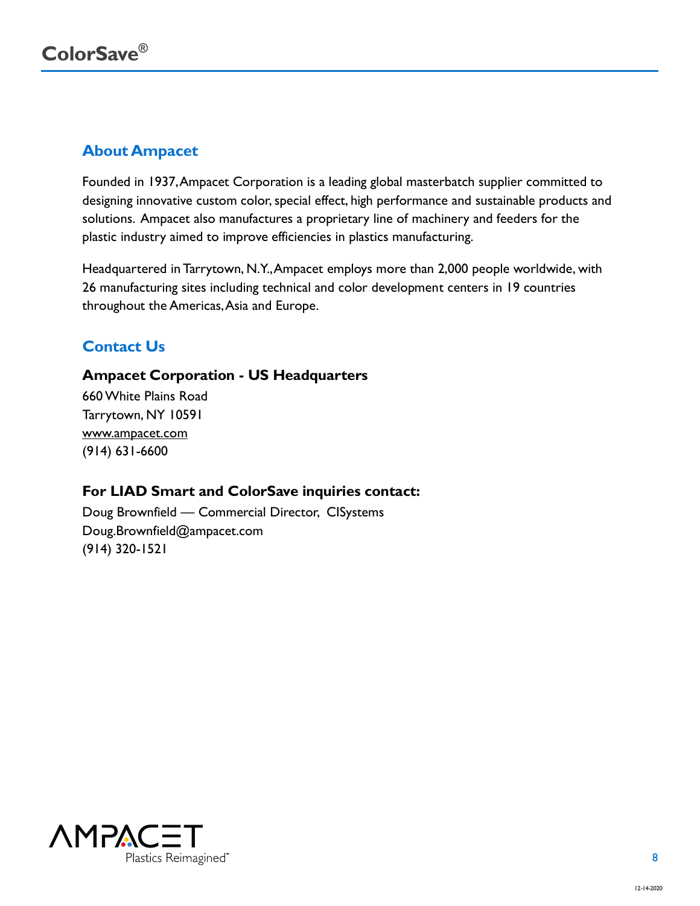## About Ampacet

Founded in 1937, Ampacet Corporation is a leading global masterbatch supplier committed to designing innovative custom color, special effect, high performance and sustainable products and solutions. Ampacet also manufactures a proprietary line of machinery and feeders for the plastic industry aimed to improve efficiencies in plastics manufacturing.

Headquartered in Tarrytown, N.Y., Ampacet employs more than 2,000 people worldwide, with 26 manufacturing sites including technical and color development centers in 19 countries throughout the Americas, Asia and Europe.

## Contact Us

**Ampacet Corporation - US Headquarters**

660 White Plains Road
Tarrytown, NY 10591
www.ampacet.com
(914) 631-6600

**For LIAD Smart and ColorSave inquiries contact:**

Doug Brownfield — Commercial Director, CISystems
Doug.Brownfield@ampacet.com
(914) 320-1521

AMPACET
Plastics Reimagined™